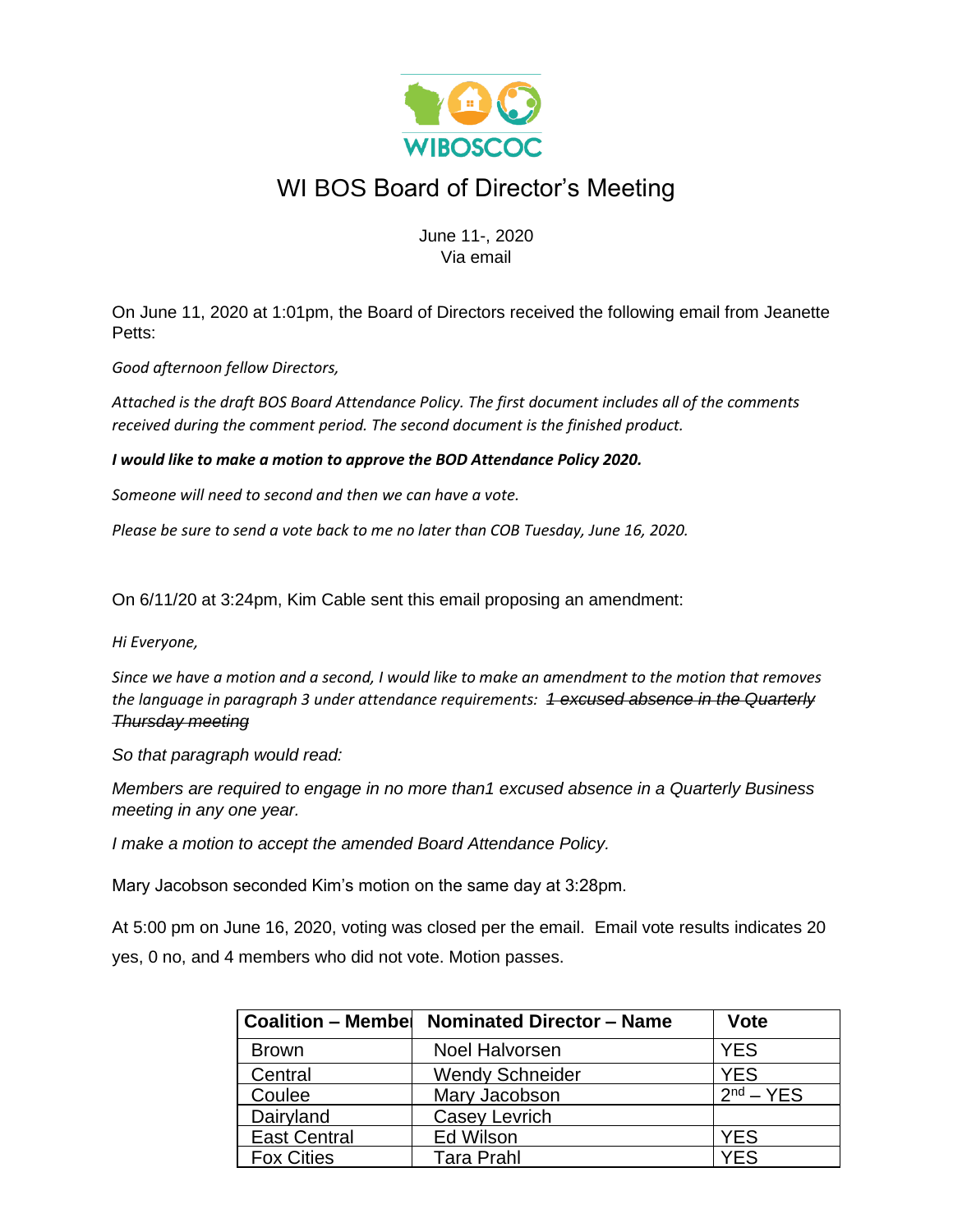# WI BOS Board of Director's Meeting

June 11-, 2020
Via email

On June 11, 2020 at 1:01pm, the Board of Directors received the following email from Jeanette Petts:

*Good afternoon fellow Directors,*

*Attached is the draft BOS Board Attendance Policy. The first document includes all of the comments received during the comment period. The second document is the finished product.*

***I would like to make a motion to approve the BOD Attendance Policy 2020.***

*Someone will need to second and then we can have a vote.*

*Please be sure to send a vote back to me no later than COB Tuesday, June 16, 2020.*

On 6/11/20 at 3:24pm, Kim Cable sent this email proposing an amendment:

*Hi Everyone,*

*Since we have a motion and a second, I would like to make an amendment to the motion that removes the language in paragraph 3 under attendance requirements: ~~1 excused absence in the Quarterly Thursday meeting~~*

*So that paragraph would read:*

*Members are required to engage in no more than1 excused absence in a Quarterly Business meeting in any one year.*

*I make a motion to accept the amended Board Attendance Policy.*

Mary Jacobson seconded Kim's motion on the same day at 3:28pm.

At 5:00 pm on June 16, 2020, voting was closed per the email. Email vote results indicates 20 yes, 0 no, and 4 members who did not vote. Motion passes.

| Coalition – Member | Nominated Director – Name | Vote |
|---|---|---|
| Brown | Noel Halvorsen | YES |
| Central | Wendy Schneider | YES |
| Coulee | Mary Jacobson | 2nd – YES |
| Dairyland | Casey Levrich | |
| East Central | Ed Wilson | YES |
| Fox Cities | Tara Prahl | YES |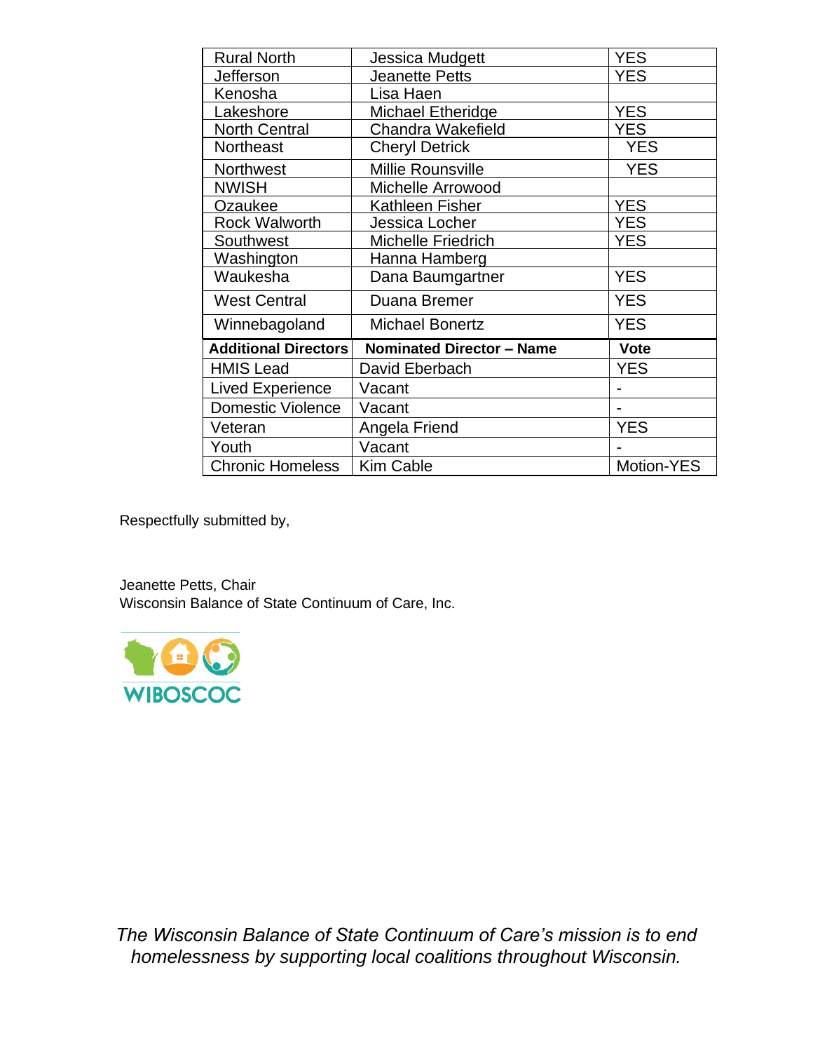| | | |
|---|---|---|
| Rural North | Jessica Mudgett | YES |
| Jefferson | Jeanette Petts | YES |
| Kenosha | Lisa Haen | |
| Lakeshore | Michael Etheridge | YES |
| North Central | Chandra Wakefield | YES |
| Northeast | Cheryl Detrick | YES |
| Northwest | Millie Rounsville | YES |
| NWISH | Michelle Arrowood | |
| Ozaukee | Kathleen Fisher | YES |
| Rock Walworth | Jessica Locher | YES |
| Southwest | Michelle Friedrich | YES |
| Washington | Hanna Hamberg | |
| Waukesha | Dana Baumgartner | YES |
| West Central | Duana Bremer | YES |
| Winnebagoland | Michael Bonertz | YES |
| **Additional Directors** | **Nominated Director – Name** | **Vote** |
| HMIS Lead | David Eberbach | YES |
| Lived Experience | Vacant | - |
| Domestic Violence | Vacant | - |
| Veteran | Angela Friend | YES |
| Youth | Vacant | - |
| Chronic Homeless | Kim Cable | Motion-YES |

Respectfully submitted by,

Jeanette Petts, Chair
Wisconsin Balance of State Continuum of Care, Inc.

WIBOSCOC

*The Wisconsin Balance of State Continuum of Care's mission is to end homelessness by supporting local coalitions throughout Wisconsin.*